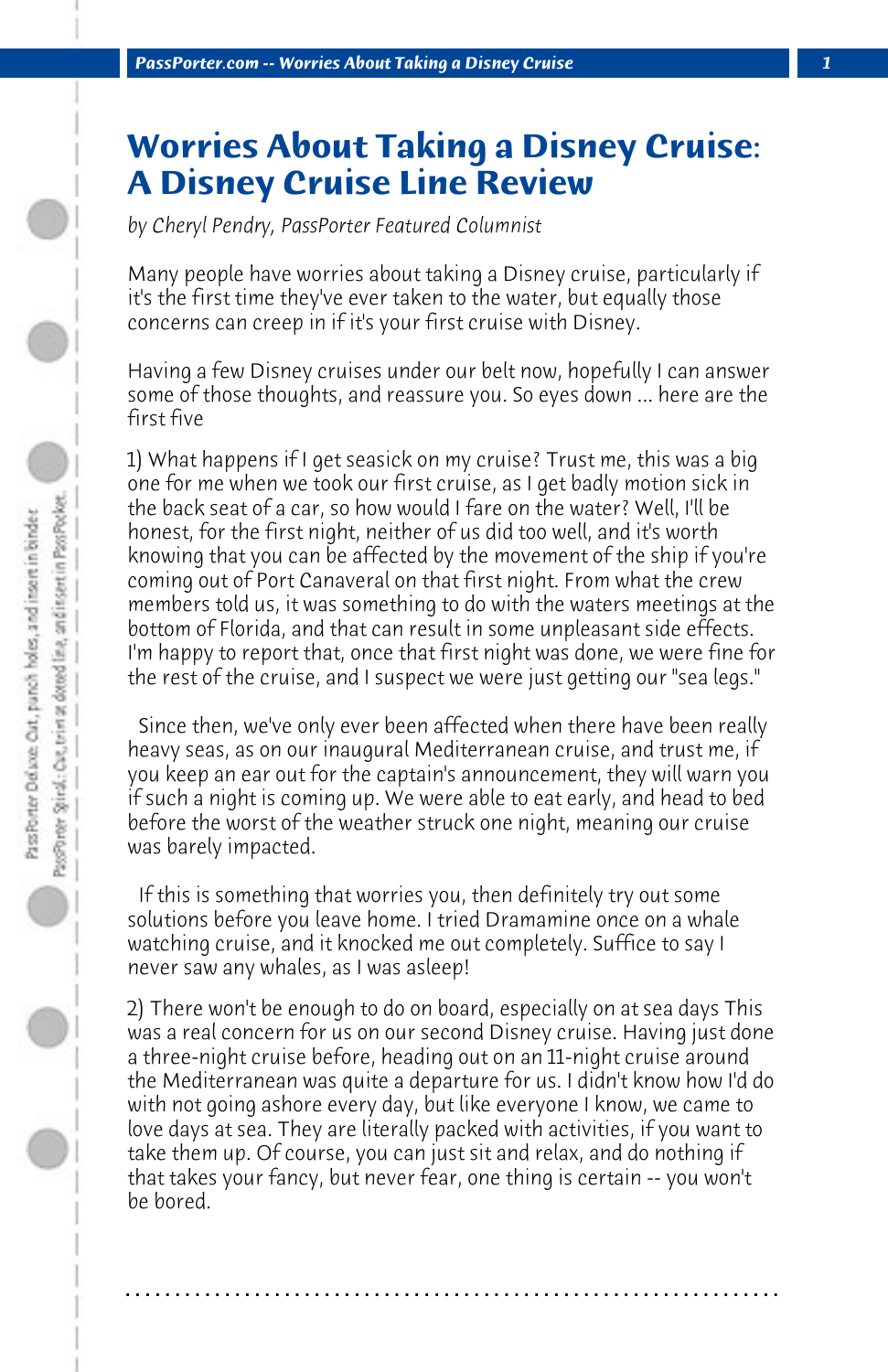# Worries About Taking a Disney Cruise: A Disney Cruise Line Review

*by Cheryl Pendry, PassPorter Featured Columnist*

Many people have worries about taking a Disney cruise, particularly if it's the first time they've ever taken to the water, but equally those concerns can creep in if it's your first cruise with Disney.

Having a few Disney cruises under our belt now, hopefully I can answer some of those thoughts, and reassure you. So eyes down ... here are the first five

1) What happens if I get seasick on my cruise? Trust me, this was a big one for me when we took our first cruise, as I get badly motion sick in the back seat of a car, so how would I fare on the water? Well, I'll be honest, for the first night, neither of us did too well, and it's worth knowing that you can be affected by the movement of the ship if you're coming out of Port Canaveral on that first night. From what the crew members told us, it was something to do with the waters meetings at the bottom of Florida, and that can result in some unpleasant side effects. I'm happy to report that, once that first night was done, we were fine for the rest of the cruise, and I suspect we were just getting our "sea legs."

Since then, we've only ever been affected when there have been really heavy seas, as on our inaugural Mediterranean cruise, and trust me, if you keep an ear out for the captain's announcement, they will warn you if such a night is coming up. We were able to eat early, and head to bed before the worst of the weather struck one night, meaning our cruise was barely impacted.

If this is something that worries you, then definitely try out some solutions before you leave home. I tried Dramamine once on a whale watching cruise, and it knocked me out completely. Suffice to say I never saw any whales, as I was asleep!

2) There won't be enough to do on board, especially on at sea days This was a real concern for us on our second Disney cruise. Having just done a three-night cruise before, heading out on an 11-night cruise around the Mediterranean was quite a departure for us. I didn't know how I'd do with not going ashore every day, but like everyone I know, we came to love days at sea. They are literally packed with activities, if you want to take them up. Of course, you can just sit and relax, and do nothing if that takes your fancy, but never fear, one thing is certain -- you won't be bored.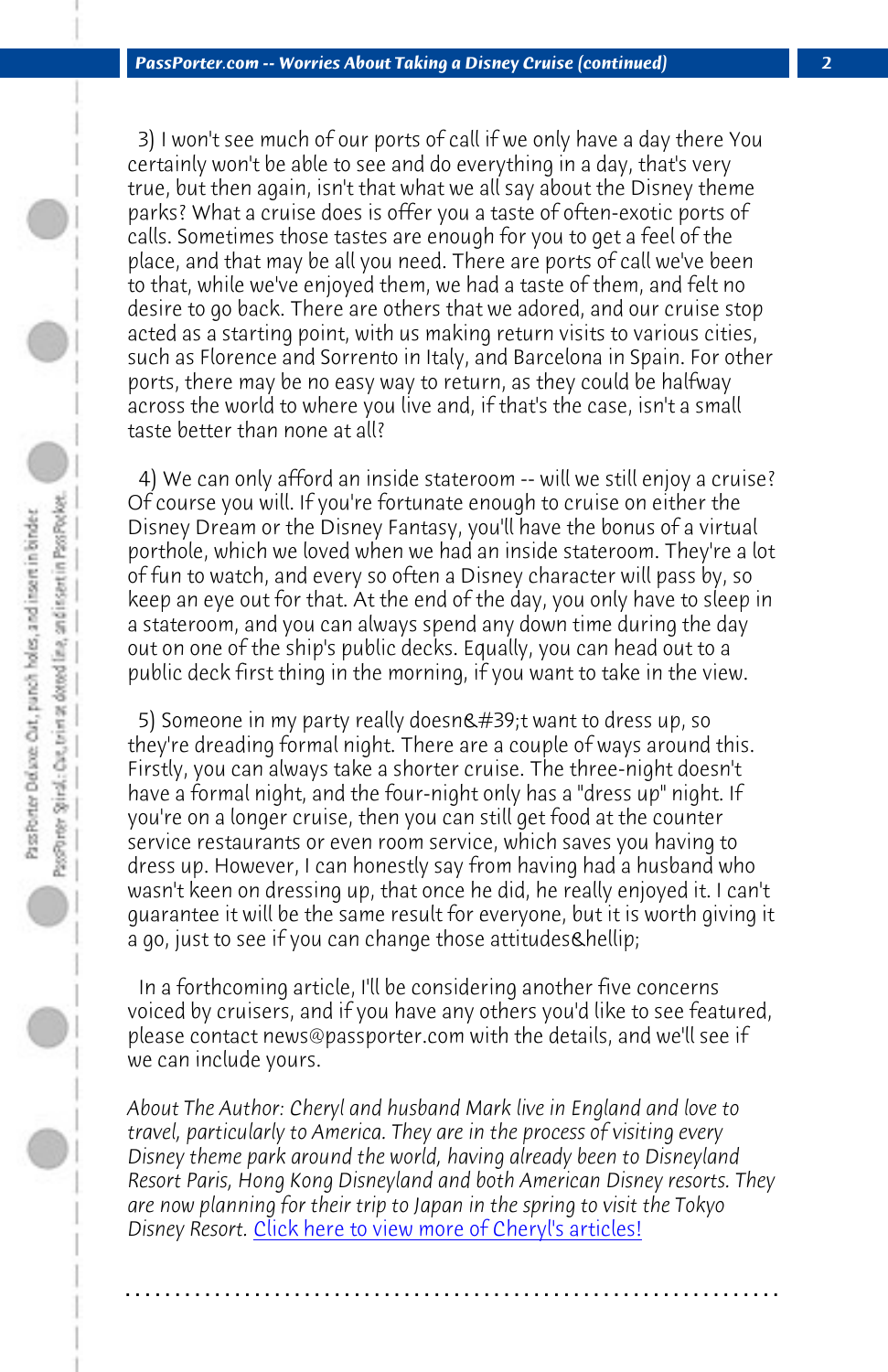3) I won't see much of our ports of call if we only have a day there You certainly won't be able to see and do everything in a day, that's very true, but then again, isn't that what we all say about the Disney theme parks? What a cruise does is offer you a taste of often-exotic ports of calls. Sometimes those tastes are enough for you to get a feel of the place, and that may be all you need. There are ports of call we've been to that, while we've enjoyed them, we had a taste of them, and felt no desire to go back. There are others that we adored, and our cruise stop acted as a starting point, with us making return visits to various cities, such as Florence and Sorrento in Italy, and Barcelona in Spain. For other ports, there may be no easy way to return, as they could be halfway across the world to where you live and, if that's the case, isn't a small taste better than none at all?

4) We can only afford an inside stateroom -- will we still enjoy a cruise? Of course you will. If you're fortunate enough to cruise on either the Disney Dream or the Disney Fantasy, you'll have the bonus of a virtual porthole, which we loved when we had an inside stateroom. They're a lot of fun to watch, and every so often a Disney character will pass by, so keep an eye out for that. At the end of the day, you only have to sleep in a stateroom, and you can always spend any down time during the day out on one of the ship's public decks. Equally, you can head out to a public deck first thing in the morning, if you want to take in the view.

5) Someone in my party really doesn&#39;t want to dress up, so they're dreading formal night. There are a couple of ways around this. Firstly, you can always take a shorter cruise. The three-night doesn't have a formal night, and the four-night only has a "dress up" night. If you're on a longer cruise, then you can still get food at the counter service restaurants or even room service, which saves you having to dress up. However, I can honestly say from having had a husband who wasn't keen on dressing up, that once he did, he really enjoyed it. I can't guarantee it will be the same result for everyone, but it is worth giving it a go, just to see if you can change those attitudes&hellip;

In a forthcoming article, I'll be considering another five concerns voiced by cruisers, and if you have any others you'd like to see featured, please contact news@passporter.com with the details, and we'll see if we can include yours.

*About The Author: Cheryl and husband Mark live in England and love to travel, particularly to America. They are in the process of visiting every Disney theme park around the world, having already been to Disneyland Resort Paris, Hong Kong Disneyland and both American Disney resorts. They are now planning for their trip to Japan in the spring to visit the Tokyo Disney Resort.* Click here to view more of Cheryl's articles!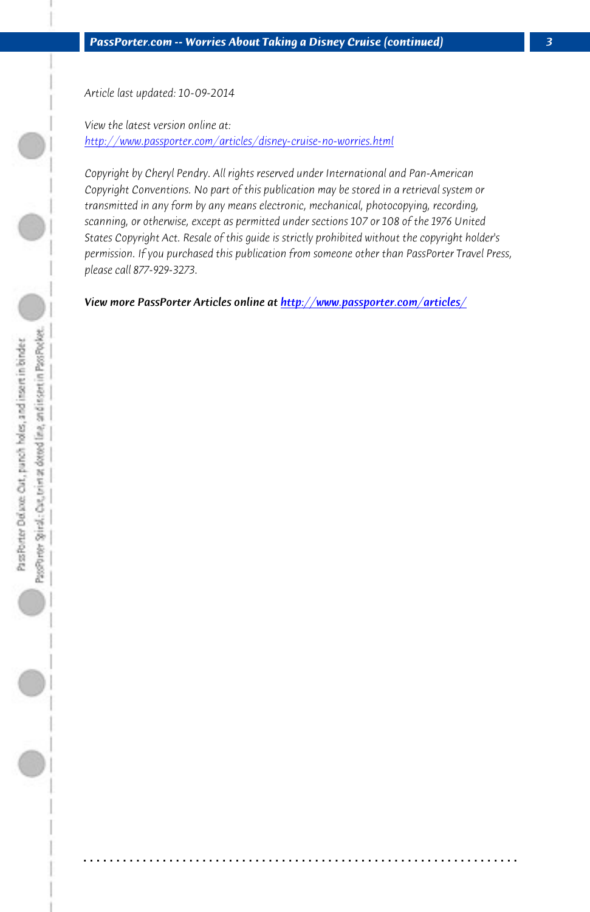*Article last updated: 10-09-2014*

*View the latest version online at:*
*http://www.passporter.com/articles/disney-cruise-no-worries.html*

*Copyright by Cheryl Pendry. All rights reserved under International and Pan-American Copyright Conventions. No part of this publication may be stored in a retrieval system or transmitted in any form by any means electronic, mechanical, photocopying, recording, scanning, or otherwise, except as permitted under sections 107 or 108 of the 1976 United States Copyright Act. Resale of this guide is strictly prohibited without the copyright holder's permission. If you purchased this publication from someone other than PassPorter Travel Press, please call 877-929-3273.*

***View more PassPorter Articles online at http://www.passporter.com/articles/***